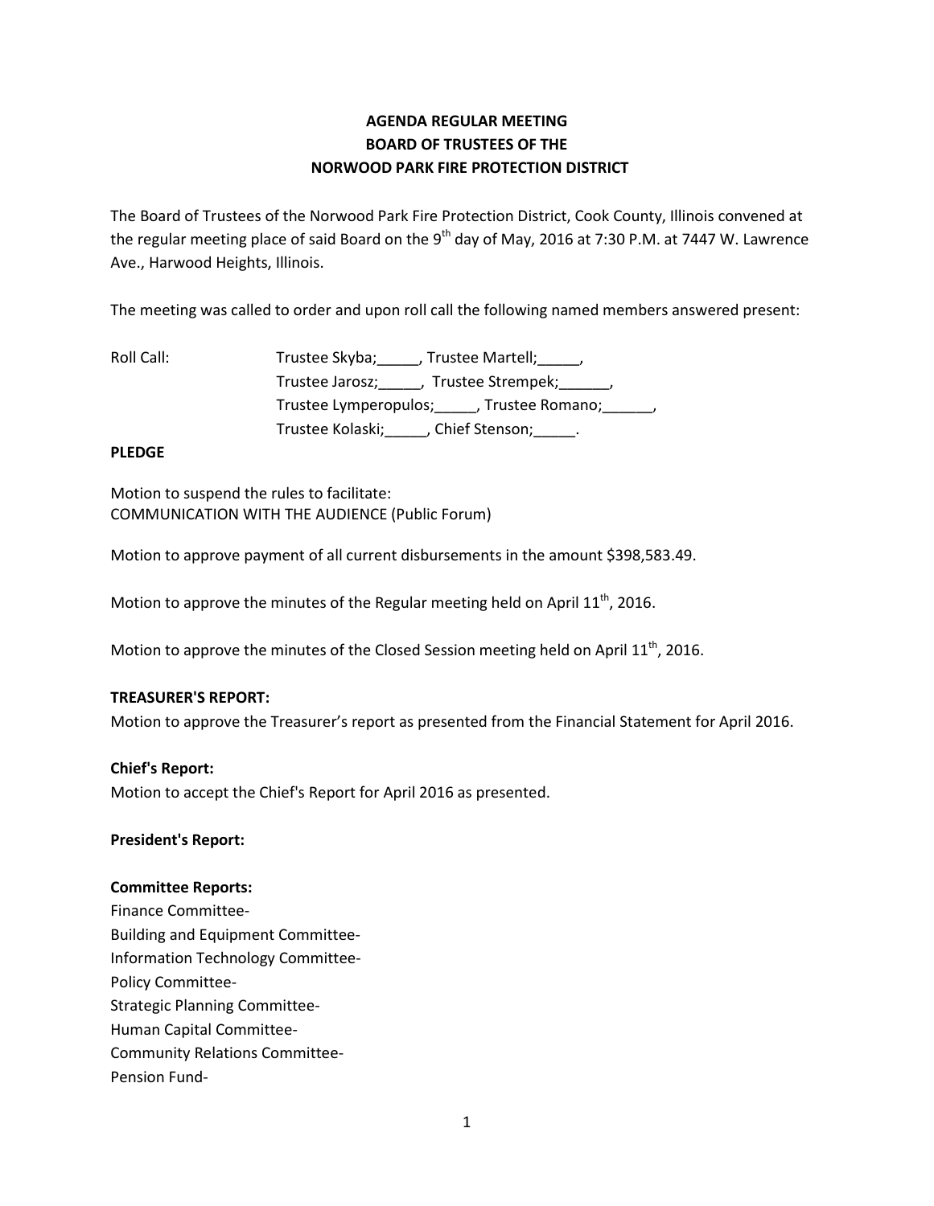# AGENDA REGULAR MEETING
# BOARD OF TRUSTEES OF THE
# NORWOOD PARK FIRE PROTECTION DISTRICT

The Board of Trustees of the Norwood Park Fire Protection District, Cook County, Illinois convened at the regular meeting place of said Board on the 9th day of May, 2016 at 7:30 P.M. at 7447 W. Lawrence Ave., Harwood Heights, Illinois.

The meeting was called to order and upon roll call the following named members answered present:

Roll Call: Trustee Skyba;_____, Trustee Martell;_____,
Trustee Jarosz;_____, Trustee Strempek;______,
Trustee Lymperopulos;_____, Trustee Romano;______,
Trustee Kolaski;_____, Chief Stenson;_____.

**PLEDGE**

Motion to suspend the rules to facilitate:
COMMUNICATION WITH THE AUDIENCE (Public Forum)

Motion to approve payment of all current disbursements in the amount $398,583.49.

Motion to approve the minutes of the Regular meeting held on April 11th, 2016.

Motion to approve the minutes of the Closed Session meeting held on April 11th, 2016.

**TREASURER'S REPORT:**
Motion to approve the Treasurer's report as presented from the Financial Statement for April 2016.

**Chief's Report:**
Motion to accept the Chief's Report for April 2016 as presented.

**President's Report:**

**Committee Reports:**
Finance Committee-
Building and Equipment Committee-
Information Technology Committee-
Policy Committee-
Strategic Planning Committee-
Human Capital Committee-
Community Relations Committee-
Pension Fund-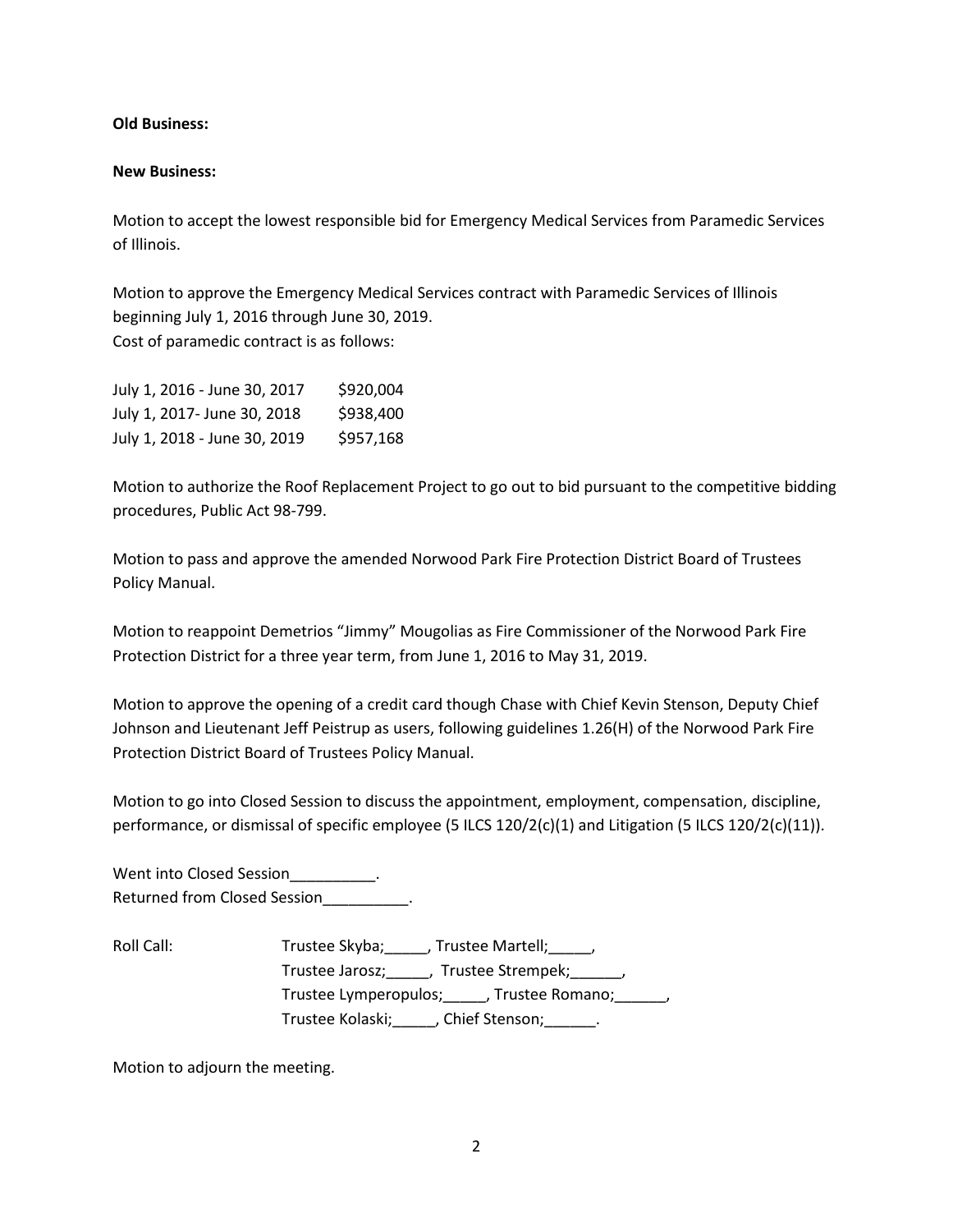**Old Business:**

**New Business:**

Motion to accept the lowest responsible bid for Emergency Medical Services from Paramedic Services of Illinois.

Motion to approve the Emergency Medical Services contract with Paramedic Services of Illinois beginning July 1, 2016 through June 30, 2019.
Cost of paramedic contract is as follows:

| | |
|---|---|
| July 1, 2016 - June 30, 2017 | $920,004 |
| July 1, 2017- June 30, 2018 | $938,400 |
| July 1, 2018 - June 30, 2019 | $957,168 |

Motion to authorize the Roof Replacement Project to go out to bid pursuant to the competitive bidding procedures, Public Act 98-799.

Motion to pass and approve the amended Norwood Park Fire Protection District Board of Trustees Policy Manual.

Motion to reappoint Demetrios "Jimmy" Mougolias as Fire Commissioner of the Norwood Park Fire Protection District for a three year term, from June 1, 2016 to May 31, 2019.

Motion to approve the opening of a credit card though Chase with Chief Kevin Stenson, Deputy Chief Johnson and Lieutenant Jeff Peistrup as users, following guidelines 1.26(H) of the Norwood Park Fire Protection District Board of Trustees Policy Manual.

Motion to go into Closed Session to discuss the appointment, employment, compensation, discipline, performance, or dismissal of specific employee (5 ILCS 120/2(c)(1) and Litigation (5 ILCS 120/2(c)(11)).

Went into Closed Session__________.
Returned from Closed Session__________.

Roll Call: Trustee Skyba;_____, Trustee Martell;_____,
Trustee Jarosz;_____, Trustee Strempek;______,
Trustee Lymperopulos;_____, Trustee Romano;______,
Trustee Kolaski;_____, Chief Stenson;______.

Motion to adjourn the meeting.